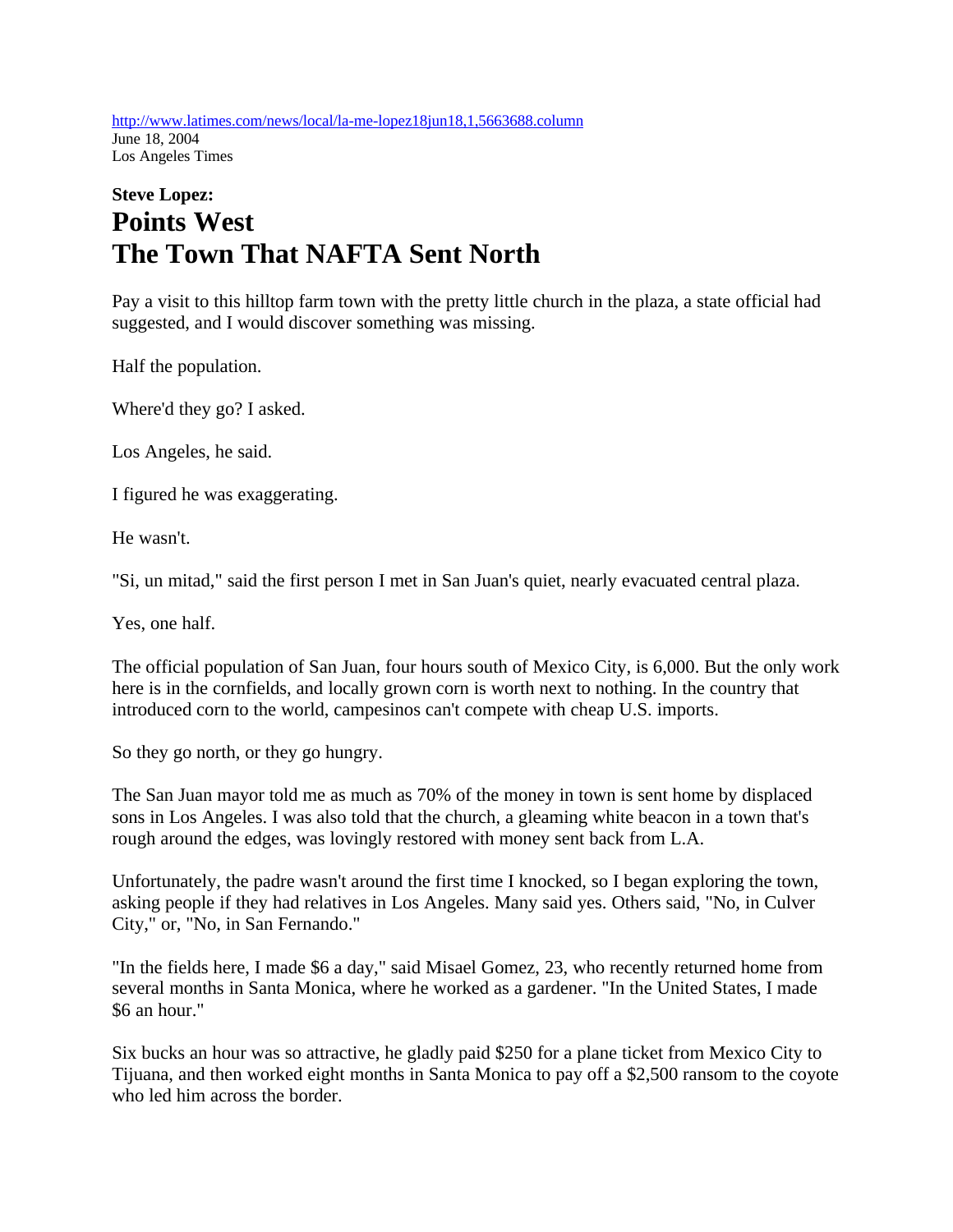http://www.latimes.com/news/local/la-me-lopez18jun18,1,5663688.column
June 18, 2004
Los Angeles Times

**Steve Lopez:**

# Points West
# The Town That NAFTA Sent North

Pay a visit to this hilltop farm town with the pretty little church in the plaza, a state official had suggested, and I would discover something was missing.

Half the population.

Where'd they go? I asked.

Los Angeles, he said.

I figured he was exaggerating.

He wasn't.

"Si, un mitad," said the first person I met in San Juan's quiet, nearly evacuated central plaza.

Yes, one half.

The official population of San Juan, four hours south of Mexico City, is 6,000. But the only work here is in the cornfields, and locally grown corn is worth next to nothing. In the country that introduced corn to the world, campesinos can't compete with cheap U.S. imports.

So they go north, or they go hungry.

The San Juan mayor told me as much as 70% of the money in town is sent home by displaced sons in Los Angeles. I was also told that the church, a gleaming white beacon in a town that's rough around the edges, was lovingly restored with money sent back from L.A.

Unfortunately, the padre wasn't around the first time I knocked, so I began exploring the town, asking people if they had relatives in Los Angeles. Many said yes. Others said, "No, in Culver City," or, "No, in San Fernando."

"In the fields here, I made $6 a day," said Misael Gomez, 23, who recently returned home from several months in Santa Monica, where he worked as a gardener. "In the United States, I made $6 an hour."

Six bucks an hour was so attractive, he gladly paid $250 for a plane ticket from Mexico City to Tijuana, and then worked eight months in Santa Monica to pay off a $2,500 ransom to the coyote who led him across the border.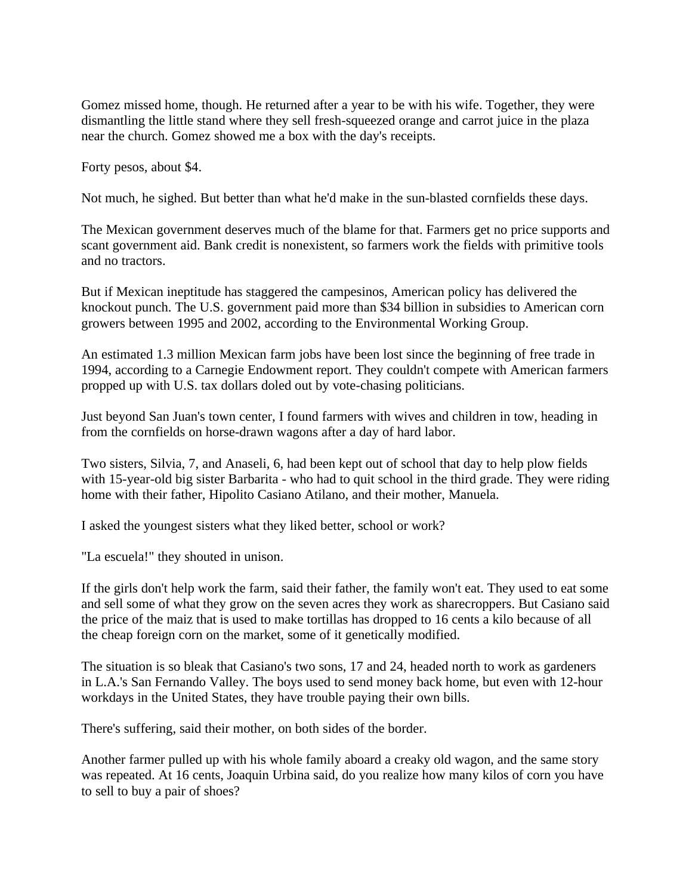Gomez missed home, though. He returned after a year to be with his wife. Together, they were dismantling the little stand where they sell fresh-squeezed orange and carrot juice in the plaza near the church. Gomez showed me a box with the day's receipts.

Forty pesos, about $4.

Not much, he sighed. But better than what he'd make in the sun-blasted cornfields these days.

The Mexican government deserves much of the blame for that. Farmers get no price supports and scant government aid. Bank credit is nonexistent, so farmers work the fields with primitive tools and no tractors.

But if Mexican ineptitude has staggered the campesinos, American policy has delivered the knockout punch. The U.S. government paid more than $34 billion in subsidies to American corn growers between 1995 and 2002, according to the Environmental Working Group.

An estimated 1.3 million Mexican farm jobs have been lost since the beginning of free trade in 1994, according to a Carnegie Endowment report. They couldn't compete with American farmers propped up with U.S. tax dollars doled out by vote-chasing politicians.

Just beyond San Juan's town center, I found farmers with wives and children in tow, heading in from the cornfields on horse-drawn wagons after a day of hard labor.

Two sisters, Silvia, 7, and Anaseli, 6, had been kept out of school that day to help plow fields with 15-year-old big sister Barbarita - who had to quit school in the third grade. They were riding home with their father, Hipolito Casiano Atilano, and their mother, Manuela.

I asked the youngest sisters what they liked better, school or work?

"La escuela!" they shouted in unison.

If the girls don't help work the farm, said their father, the family won't eat. They used to eat some and sell some of what they grow on the seven acres they work as sharecroppers. But Casiano said the price of the maiz that is used to make tortillas has dropped to 16 cents a kilo because of all the cheap foreign corn on the market, some of it genetically modified.

The situation is so bleak that Casiano's two sons, 17 and 24, headed north to work as gardeners in L.A.'s San Fernando Valley. The boys used to send money back home, but even with 12-hour workdays in the United States, they have trouble paying their own bills.

There's suffering, said their mother, on both sides of the border.

Another farmer pulled up with his whole family aboard a creaky old wagon, and the same story was repeated. At 16 cents, Joaquin Urbina said, do you realize how many kilos of corn you have to sell to buy a pair of shoes?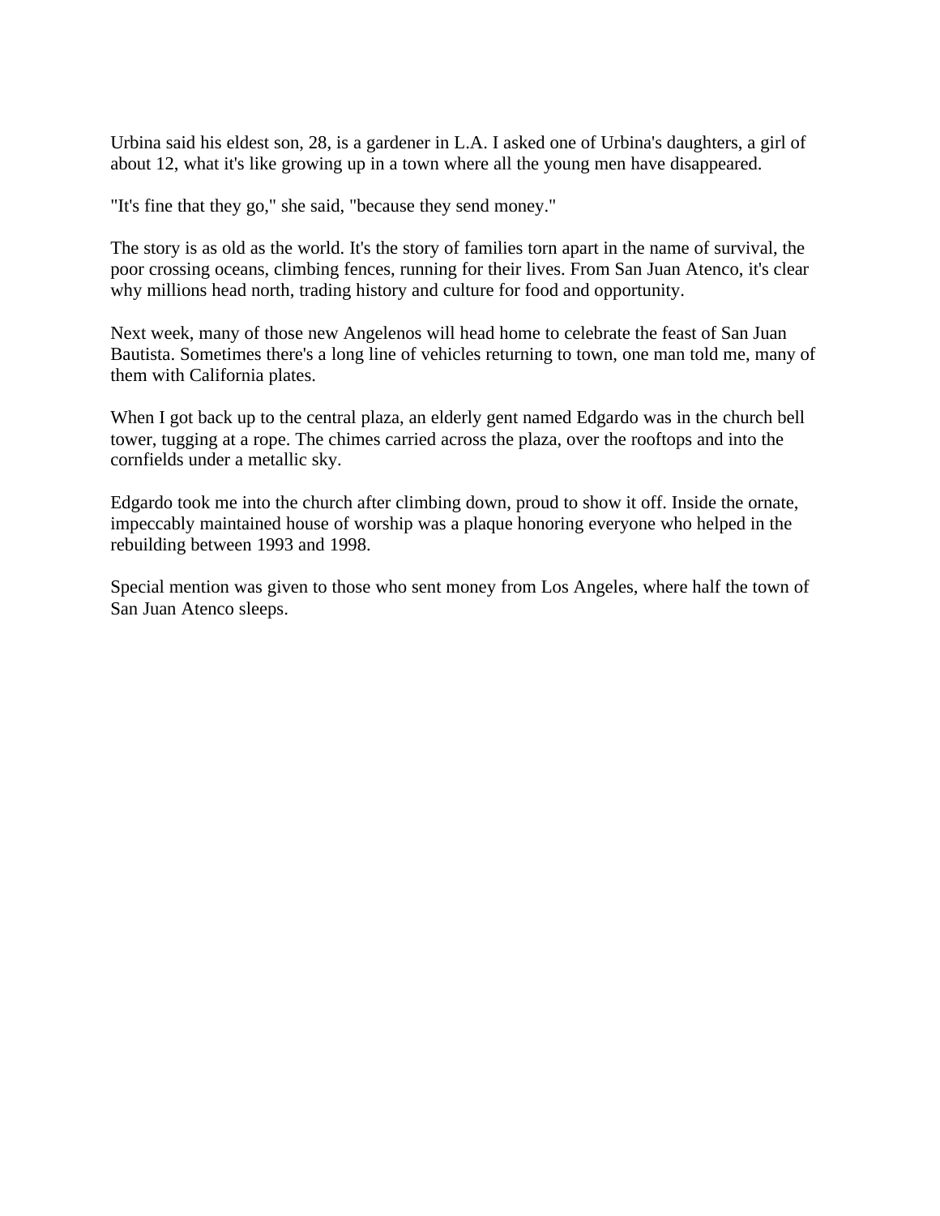Urbina said his eldest son, 28, is a gardener in L.A. I asked one of Urbina's daughters, a girl of about 12, what it's like growing up in a town where all the young men have disappeared.

"It's fine that they go," she said, "because they send money."

The story is as old as the world. It's the story of families torn apart in the name of survival, the poor crossing oceans, climbing fences, running for their lives. From San Juan Atenco, it's clear why millions head north, trading history and culture for food and opportunity.

Next week, many of those new Angelenos will head home to celebrate the feast of San Juan Bautista. Sometimes there's a long line of vehicles returning to town, one man told me, many of them with California plates.

When I got back up to the central plaza, an elderly gent named Edgardo was in the church bell tower, tugging at a rope. The chimes carried across the plaza, over the rooftops and into the cornfields under a metallic sky.

Edgardo took me into the church after climbing down, proud to show it off. Inside the ornate, impeccably maintained house of worship was a plaque honoring everyone who helped in the rebuilding between 1993 and 1998.

Special mention was given to those who sent money from Los Angeles, where half the town of San Juan Atenco sleeps.